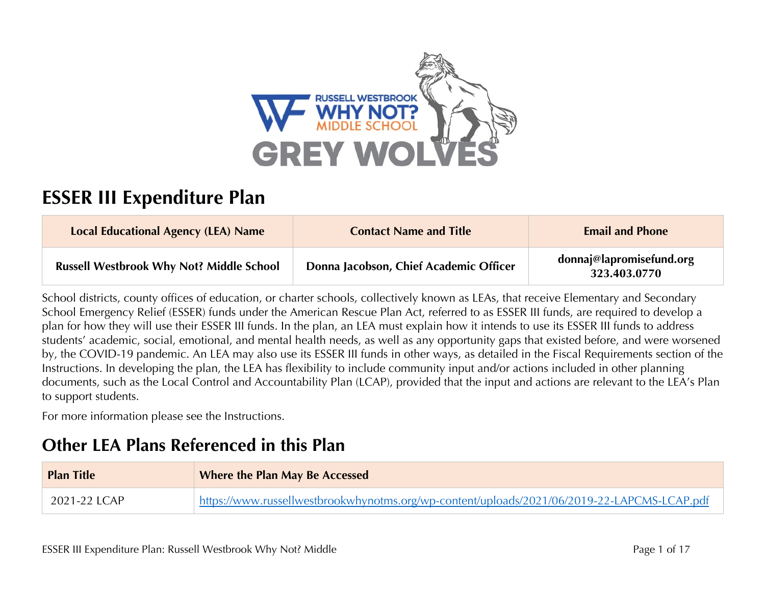# ESSER III Expenditure Plan

| Local Educational Agency (LEA) Name | Contact Name and Title | Email and Phone |
| --- | --- | --- |
| **Russell Westbrook Why Not? Middle School** | **Donna Jacobson, Chief Academic Officer** | **donnaj@lapromisefund.org 323.403.0770** |

School districts, county offices of education, or charter schools, collectively known as LEAs, that receive Elementary and Secondary School Emergency Relief (ESSER) funds under the American Rescue Plan Act, referred to as ESSER III funds, are required to develop a plan for how they will use their ESSER III funds. In the plan, an LEA must explain how it intends to use its ESSER III funds to address students' academic, social, emotional, and mental health needs, as well as any opportunity gaps that existed before, and were worsened by, the COVID-19 pandemic. An LEA may also use its ESSER III funds in other ways, as detailed in the Fiscal Requirements section of the Instructions. In developing the plan, the LEA has flexibility to include community input and/or actions included in other planning documents, such as the Local Control and Accountability Plan (LCAP), provided that the input and actions are relevant to the LEA's Plan to support students.

For more information please see the Instructions.

## Other LEA Plans Referenced in this Plan

| Plan Title | Where the Plan May Be Accessed |
| --- | --- |
| 2021-22 LCAP | https://www.russellwestbrookwhynotms.org/wp-content/uploads/2021/06/2019-22-LAPCMS-LCAP.pdf |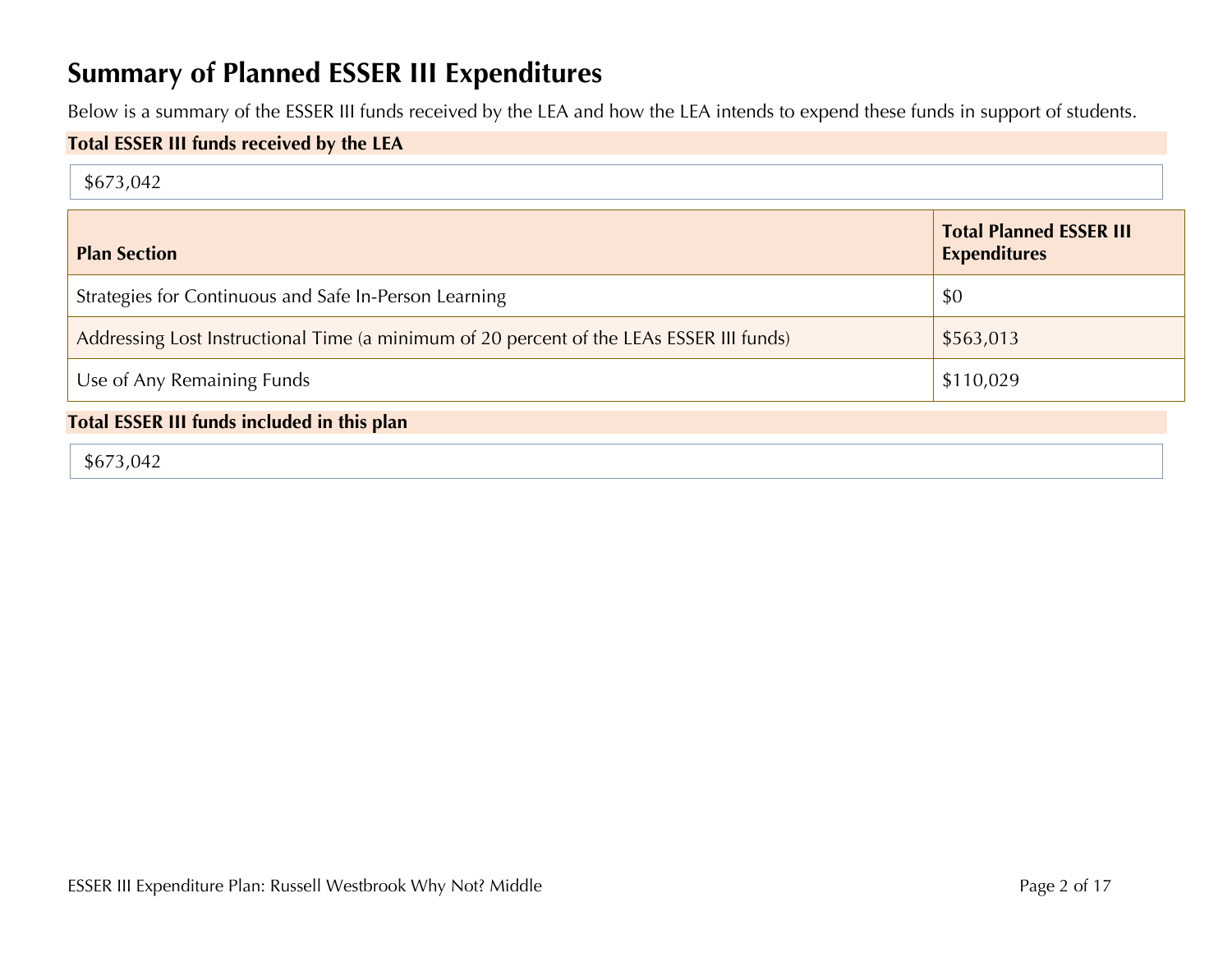## Summary of Planned ESSER III Expenditures

Below is a summary of the ESSER III funds received by the LEA and how the LEA intends to expend these funds in support of students.

**Total ESSER III funds received by the LEA**

$673,042

| Plan Section | Total Planned ESSER III Expenditures |
|---|---|
| Strategies for Continuous and Safe In-Person Learning | $0 |
| Addressing Lost Instructional Time (a minimum of 20 percent of the LEAs ESSER III funds) | $563,013 |
| Use of Any Remaining Funds | $110,029 |

**Total ESSER III funds included in this plan**

$673,042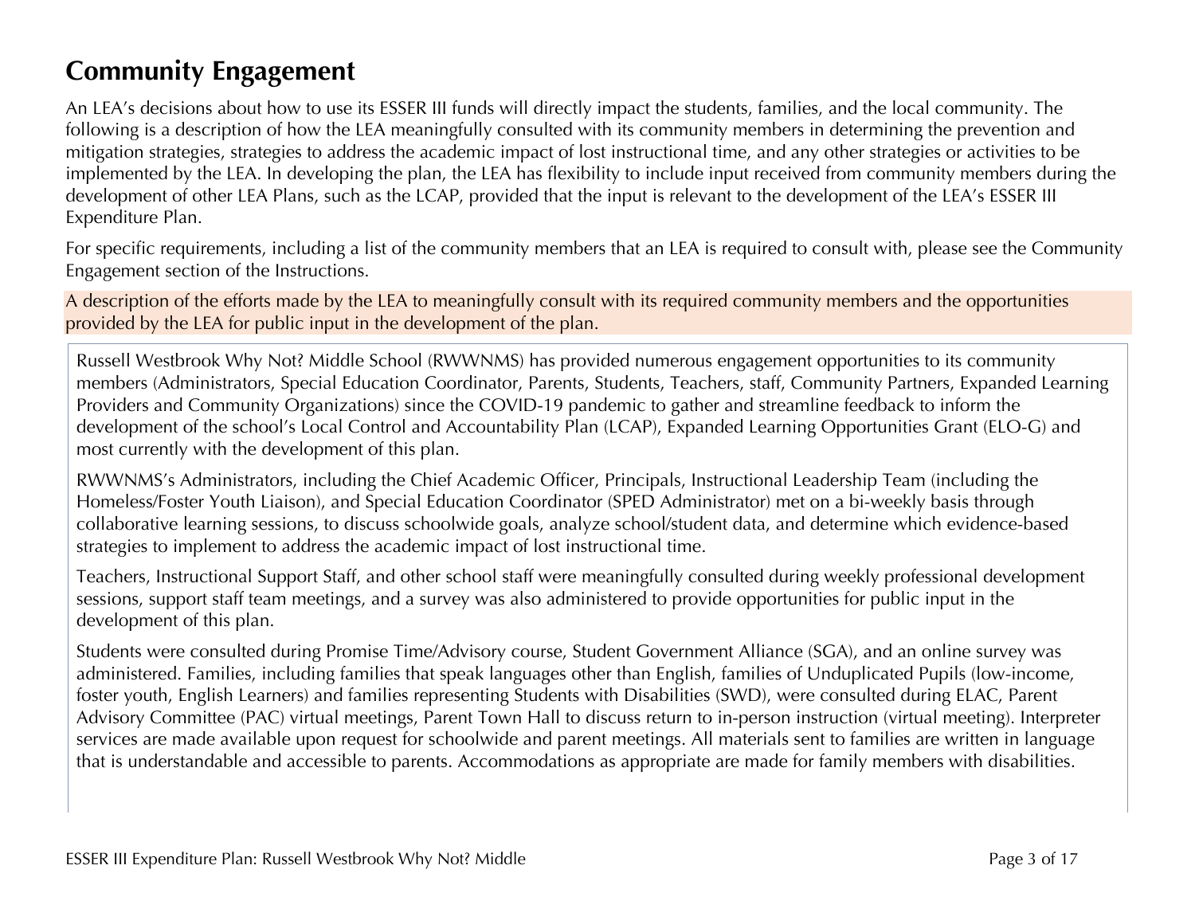# Community Engagement

An LEA's decisions about how to use its ESSER III funds will directly impact the students, families, and the local community. The following is a description of how the LEA meaningfully consulted with its community members in determining the prevention and mitigation strategies, strategies to address the academic impact of lost instructional time, and any other strategies or activities to be implemented by the LEA. In developing the plan, the LEA has flexibility to include input received from community members during the development of other LEA Plans, such as the LCAP, provided that the input is relevant to the development of the LEA's ESSER III Expenditure Plan.

For specific requirements, including a list of the community members that an LEA is required to consult with, please see the Community Engagement section of the Instructions.

A description of the efforts made by the LEA to meaningfully consult with its required community members and the opportunities provided by the LEA for public input in the development of the plan.

Russell Westbrook Why Not? Middle School (RWWNMS) has provided numerous engagement opportunities to its community members (Administrators, Special Education Coordinator, Parents, Students, Teachers, staff, Community Partners, Expanded Learning Providers and Community Organizations) since the COVID-19 pandemic to gather and streamline feedback to inform the development of the school's Local Control and Accountability Plan (LCAP), Expanded Learning Opportunities Grant (ELO-G) and most currently with the development of this plan.

RWWNMS's Administrators, including the Chief Academic Officer, Principals, Instructional Leadership Team (including the Homeless/Foster Youth Liaison), and Special Education Coordinator (SPED Administrator) met on a bi-weekly basis through collaborative learning sessions, to discuss schoolwide goals, analyze school/student data, and determine which evidence-based strategies to implement to address the academic impact of lost instructional time.

Teachers, Instructional Support Staff, and other school staff were meaningfully consulted during weekly professional development sessions, support staff team meetings, and a survey was also administered to provide opportunities for public input in the development of this plan.

Students were consulted during Promise Time/Advisory course, Student Government Alliance (SGA), and an online survey was administered. Families, including families that speak languages other than English, families of Unduplicated Pupils (low-income, foster youth, English Learners) and families representing Students with Disabilities (SWD), were consulted during ELAC, Parent Advisory Committee (PAC) virtual meetings, Parent Town Hall to discuss return to in-person instruction (virtual meeting). Interpreter services are made available upon request for schoolwide and parent meetings. All materials sent to families are written in language that is understandable and accessible to parents. Accommodations as appropriate are made for family members with disabilities.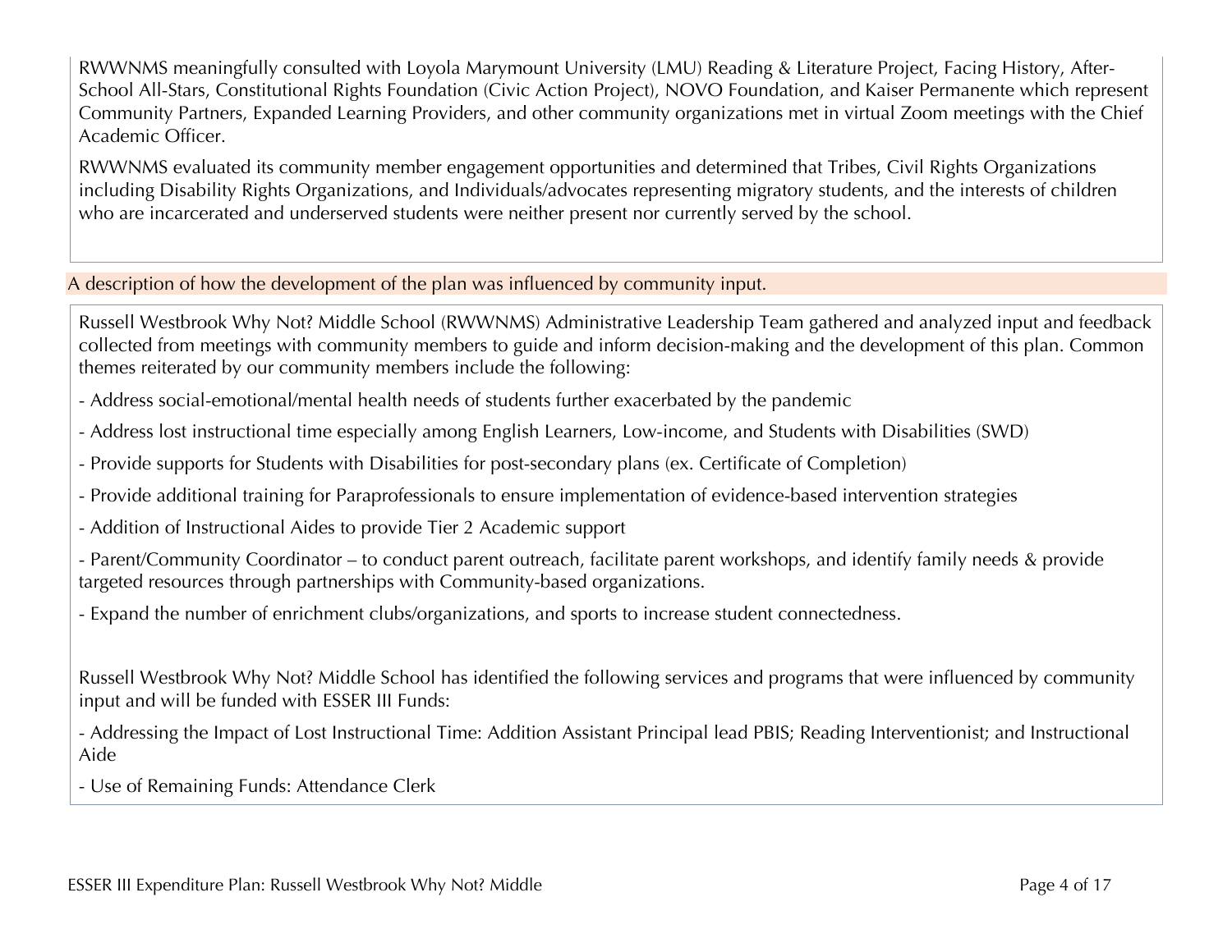RWWNMS meaningfully consulted with Loyola Marymount University (LMU) Reading & Literature Project, Facing History, After-School All-Stars, Constitutional Rights Foundation (Civic Action Project), NOVO Foundation, and Kaiser Permanente which represent Community Partners, Expanded Learning Providers, and other community organizations met in virtual Zoom meetings with the Chief Academic Officer.

RWWNMS evaluated its community member engagement opportunities and determined that Tribes, Civil Rights Organizations including Disability Rights Organizations, and Individuals/advocates representing migratory students, and the interests of children who are incarcerated and underserved students were neither present nor currently served by the school.

A description of how the development of the plan was influenced by community input.

Russell Westbrook Why Not? Middle School (RWWNMS) Administrative Leadership Team gathered and analyzed input and feedback collected from meetings with community members to guide and inform decision-making and the development of this plan. Common themes reiterated by our community members include the following:

- Address social-emotional/mental health needs of students further exacerbated by the pandemic
- Address lost instructional time especially among English Learners, Low-income, and Students with Disabilities (SWD)
- Provide supports for Students with Disabilities for post-secondary plans (ex. Certificate of Completion)
- Provide additional training for Paraprofessionals to ensure implementation of evidence-based intervention strategies
- Addition of Instructional Aides to provide Tier 2 Academic support
- Parent/Community Coordinator – to conduct parent outreach, facilitate parent workshops, and identify family needs & provide targeted resources through partnerships with Community-based organizations.
- Expand the number of enrichment clubs/organizations, and sports to increase student connectedness.

Russell Westbrook Why Not? Middle School has identified the following services and programs that were influenced by community input and will be funded with ESSER III Funds:

- Addressing the Impact of Lost Instructional Time: Addition Assistant Principal lead PBIS; Reading Interventionist; and Instructional Aide
- Use of Remaining Funds: Attendance Clerk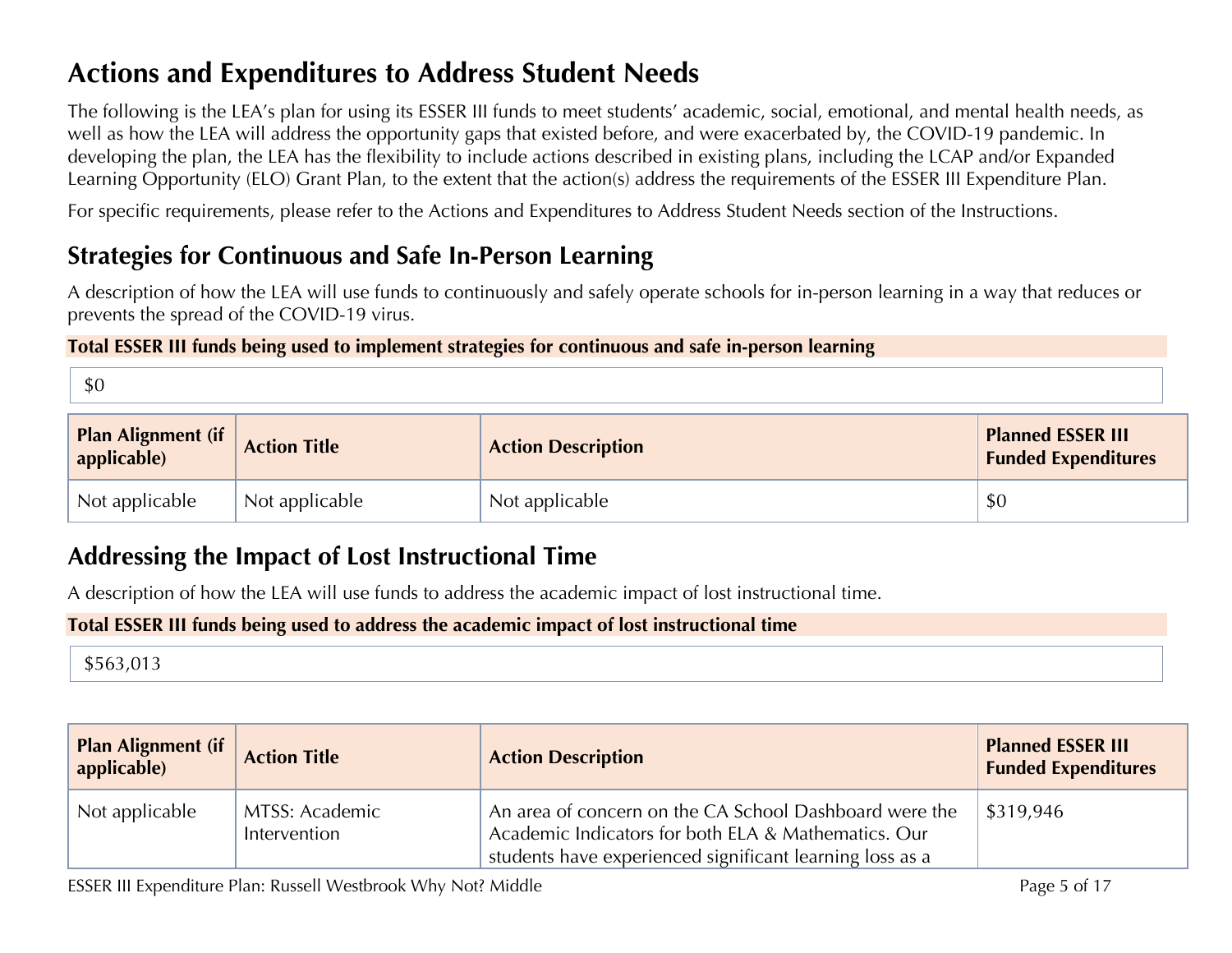# Actions and Expenditures to Address Student Needs

The following is the LEA's plan for using its ESSER III funds to meet students' academic, social, emotional, and mental health needs, as well as how the LEA will address the opportunity gaps that existed before, and were exacerbated by, the COVID-19 pandemic. In developing the plan, the LEA has the flexibility to include actions described in existing plans, including the LCAP and/or Expanded Learning Opportunity (ELO) Grant Plan, to the extent that the action(s) address the requirements of the ESSER III Expenditure Plan.

For specific requirements, please refer to the Actions and Expenditures to Address Student Needs section of the Instructions.

## Strategies for Continuous and Safe In-Person Learning

A description of how the LEA will use funds to continuously and safely operate schools for in-person learning in a way that reduces or prevents the spread of the COVID-19 virus.

**Total ESSER III funds being used to implement strategies for continuous and safe in-person learning**

$0

| Plan Alignment (if applicable) | Action Title | Action Description | Planned ESSER III Funded Expenditures |
|---|---|---|---|
| Not applicable | Not applicable | Not applicable | $0 |

## Addressing the Impact of Lost Instructional Time

A description of how the LEA will use funds to address the academic impact of lost instructional time.

**Total ESSER III funds being used to address the academic impact of lost instructional time**

$563,013

| Plan Alignment (if applicable) | Action Title | Action Description | Planned ESSER III Funded Expenditures |
|---|---|---|---|
| Not applicable | MTSS: Academic Intervention | An area of concern on the CA School Dashboard were the Academic Indicators for both ELA & Mathematics. Our students have experienced significant learning loss as a | $319,946 |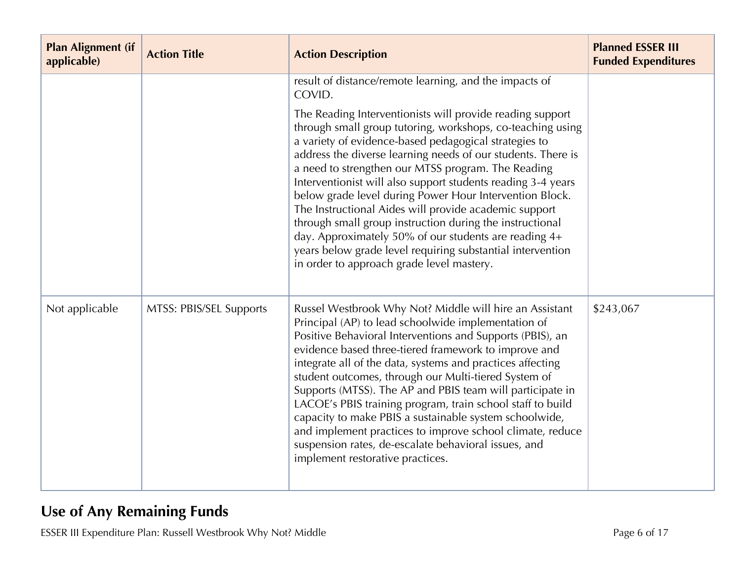| Plan Alignment (if applicable) | Action Title | Action Description | Planned ESSER III Funded Expenditures |
|---|---|---|---|
| | | result of distance/remote learning, and the impacts of COVID. The Reading Interventionists will provide reading support through small group tutoring, workshops, co-teaching using a variety of evidence-based pedagogical strategies to address the diverse learning needs of our students. There is a need to strengthen our MTSS program. The Reading Interventionist will also support students reading 3-4 years below grade level during Power Hour Intervention Block. The Instructional Aides will provide academic support through small group instruction during the instructional day. Approximately 50% of our students are reading 4+ years below grade level requiring substantial intervention in order to approach grade level mastery. | |
| Not applicable | MTSS: PBIS/SEL Supports | Russel Westbrook Why Not? Middle will hire an Assistant Principal (AP) to lead schoolwide implementation of Positive Behavioral Interventions and Supports (PBIS), an evidence based three-tiered framework to improve and integrate all of the data, systems and practices affecting student outcomes, through our Multi-tiered System of Supports (MTSS). The AP and PBIS team will participate in LACOE's PBIS training program, train school staff to build capacity to make PBIS a sustainable system schoolwide, and implement practices to improve school climate, reduce suspension rates, de-escalate behavioral issues, and implement restorative practices. | $243,067 |

## Use of Any Remaining Funds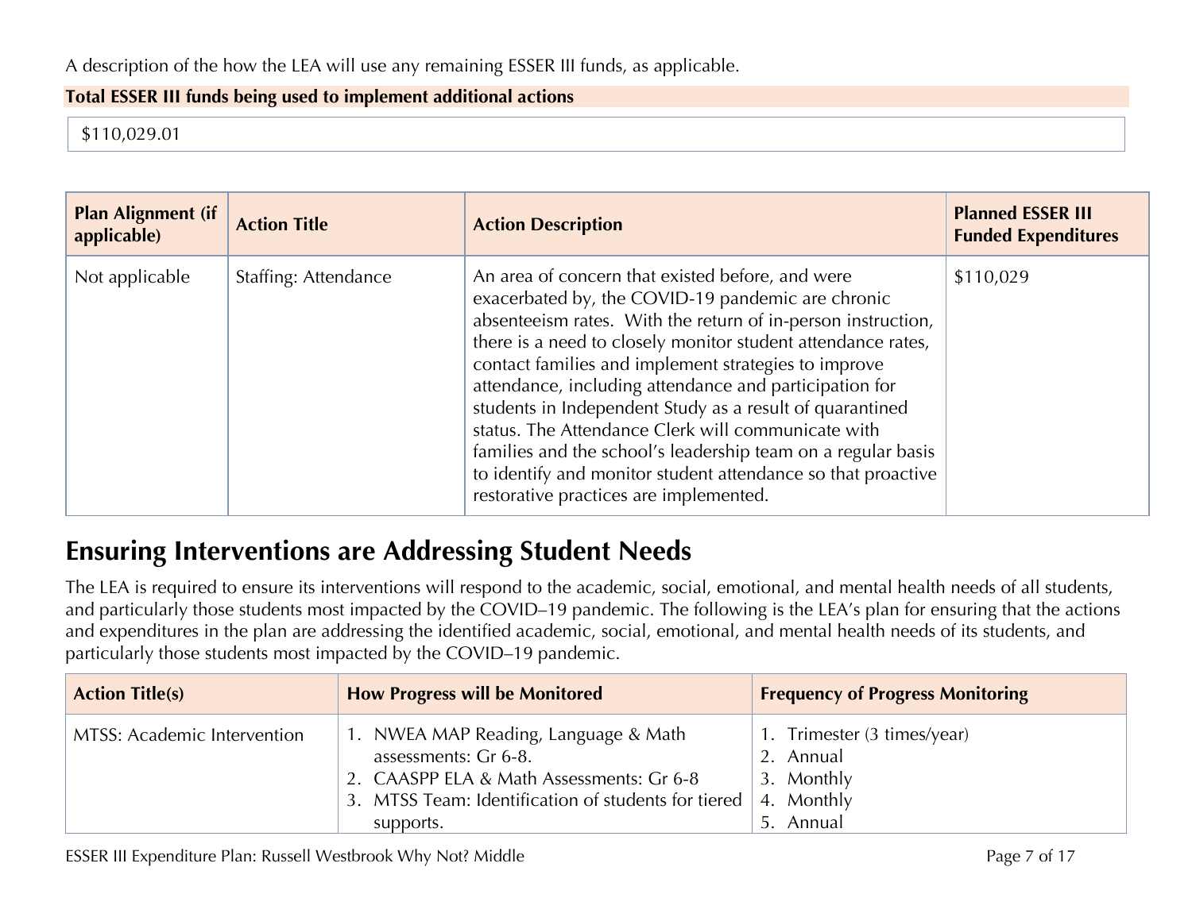A description of the how the LEA will use any remaining ESSER III funds, as applicable.

**Total ESSER III funds being used to implement additional actions**

$110,029.01

| Plan Alignment (if applicable) | Action Title | Action Description | Planned ESSER III Funded Expenditures |
|---|---|---|---|
| Not applicable | Staffing: Attendance | An area of concern that existed before, and were exacerbated by, the COVID-19 pandemic are chronic absenteeism rates. With the return of in-person instruction, there is a need to closely monitor student attendance rates, contact families and implement strategies to improve attendance, including attendance and participation for students in Independent Study as a result of quarantined status. The Attendance Clerk will communicate with families and the school's leadership team on a regular basis to identify and monitor student attendance so that proactive restorative practices are implemented. | $110,029 |

## Ensuring Interventions are Addressing Student Needs

The LEA is required to ensure its interventions will respond to the academic, social, emotional, and mental health needs of all students, and particularly those students most impacted by the COVID–19 pandemic. The following is the LEA's plan for ensuring that the actions and expenditures in the plan are addressing the identified academic, social, emotional, and mental health needs of its students, and particularly those students most impacted by the COVID–19 pandemic.

| Action Title(s) | How Progress will be Monitored | Frequency of Progress Monitoring |
|---|---|---|
| MTSS: Academic Intervention | 1. NWEA MAP Reading, Language & Math assessments: Gr 6-8.<br>2. CAASPP ELA & Math Assessments: Gr 6-8<br>3. MTSS Team: Identification of students for tiered supports. | 1. Trimester (3 times/year)<br>2. Annual<br>3. Monthly<br>4. Monthly<br>5. Annual |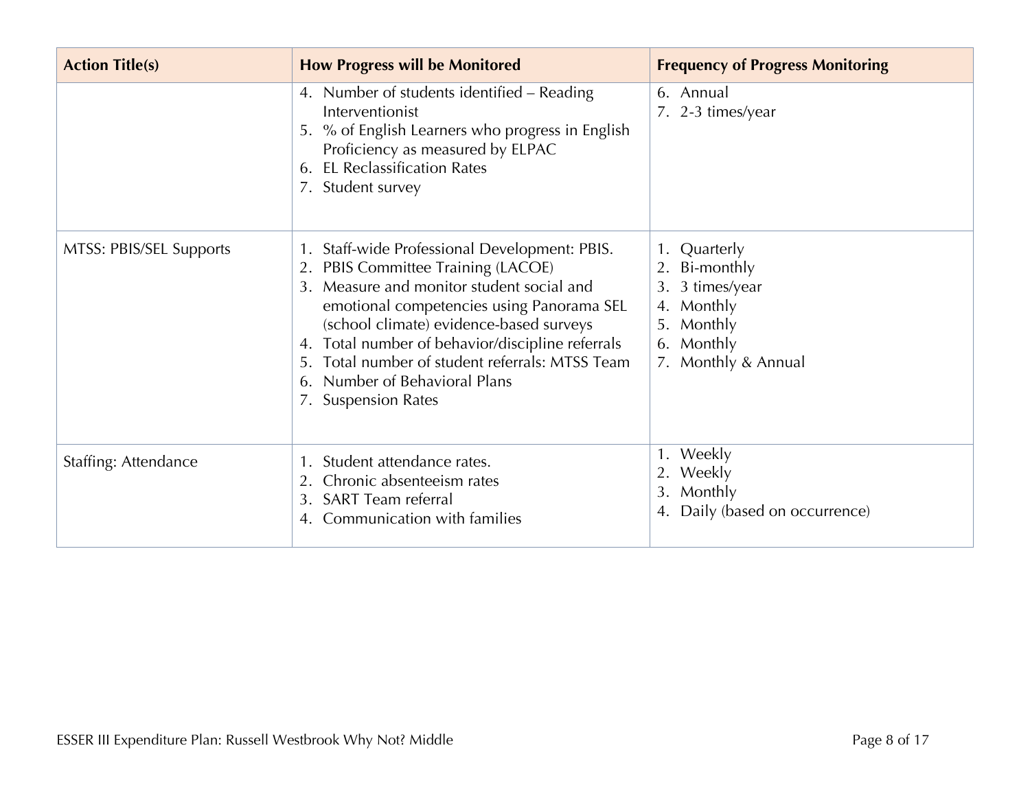| Action Title(s) | How Progress will be Monitored | Frequency of Progress Monitoring |
|---|---|---|
| | 4. Number of students identified – Reading Interventionist<br>5. % of English Learners who progress in English Proficiency as measured by ELPAC<br>6. EL Reclassification Rates<br>7. Student survey | 6. Annual<br>7. 2-3 times/year |
| MTSS: PBIS/SEL Supports | 1. Staff-wide Professional Development: PBIS.<br>2. PBIS Committee Training (LACOE)<br>3. Measure and monitor student social and emotional competencies using Panorama SEL (school climate) evidence-based surveys<br>4. Total number of behavior/discipline referrals<br>5. Total number of student referrals: MTSS Team<br>6. Number of Behavioral Plans<br>7. Suspension Rates | 1. Quarterly<br>2. Bi-monthly<br>3. 3 times/year<br>4. Monthly<br>5. Monthly<br>6. Monthly<br>7. Monthly & Annual |
| Staffing: Attendance | 1. Student attendance rates.<br>2. Chronic absenteeism rates<br>3. SART Team referral<br>4. Communication with families | 1. Weekly<br>2. Weekly<br>3. Monthly<br>4. Daily (based on occurrence) |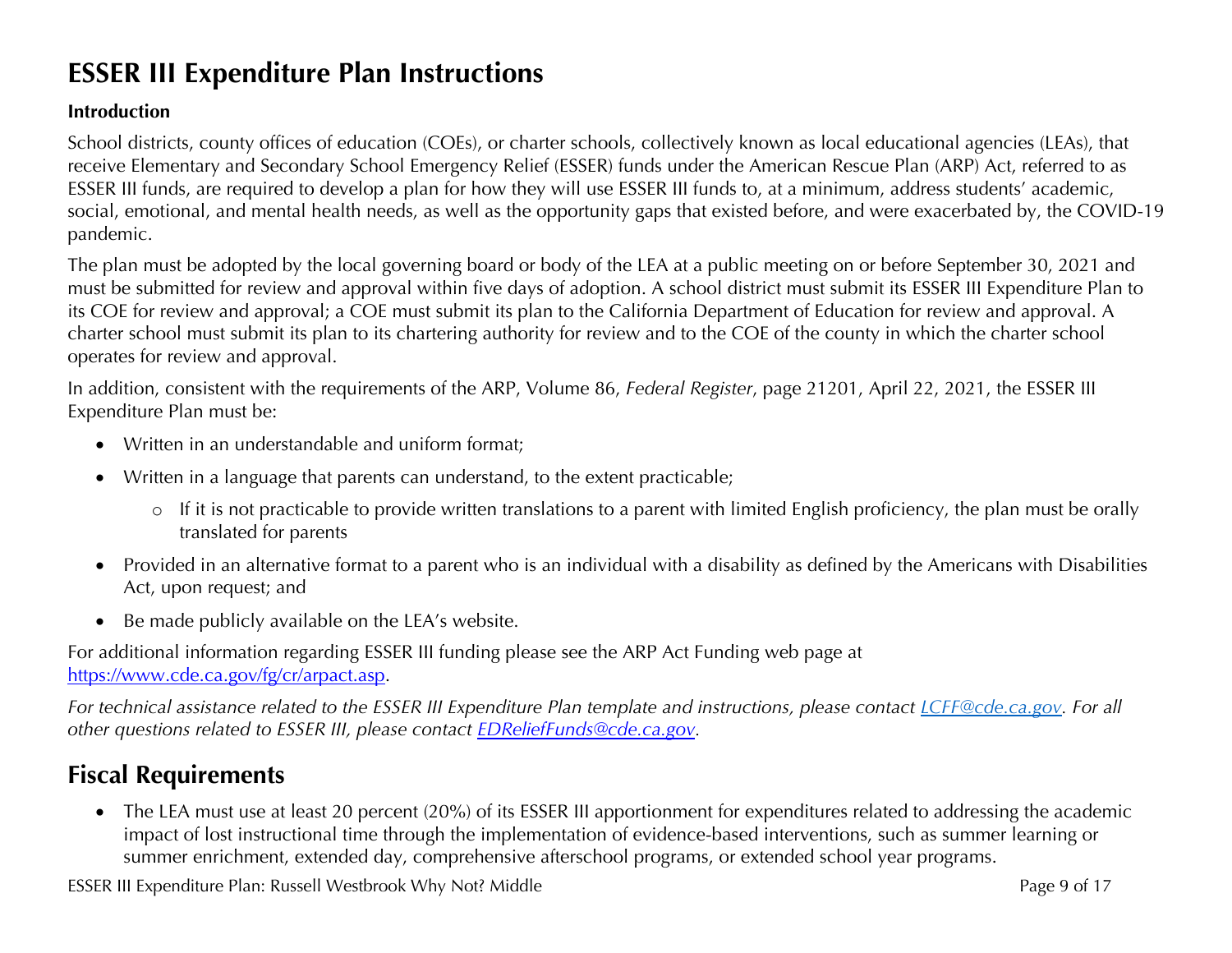# ESSER III Expenditure Plan Instructions

**Introduction**

School districts, county offices of education (COEs), or charter schools, collectively known as local educational agencies (LEAs), that receive Elementary and Secondary School Emergency Relief (ESSER) funds under the American Rescue Plan (ARP) Act, referred to as ESSER III funds, are required to develop a plan for how they will use ESSER III funds to, at a minimum, address students' academic, social, emotional, and mental health needs, as well as the opportunity gaps that existed before, and were exacerbated by, the COVID-19 pandemic.

The plan must be adopted by the local governing board or body of the LEA at a public meeting on or before September 30, 2021 and must be submitted for review and approval within five days of adoption. A school district must submit its ESSER III Expenditure Plan to its COE for review and approval; a COE must submit its plan to the California Department of Education for review and approval. A charter school must submit its plan to its chartering authority for review and to the COE of the county in which the charter school operates for review and approval.

In addition, consistent with the requirements of the ARP, Volume 86, *Federal Register*, page 21201, April 22, 2021, the ESSER III Expenditure Plan must be:

- Written in an understandable and uniform format;
- Written in a language that parents can understand, to the extent practicable;
  - If it is not practicable to provide written translations to a parent with limited English proficiency, the plan must be orally translated for parents
- Provided in an alternative format to a parent who is an individual with a disability as defined by the Americans with Disabilities Act, upon request; and
- Be made publicly available on the LEA's website.

For additional information regarding ESSER III funding please see the ARP Act Funding web page at [https://www.cde.ca.gov/fg/cr/arpact.asp](https://www.cde.ca.gov/fg/cr/arpact.asp).

*For technical assistance related to the ESSER III Expenditure Plan template and instructions, please contact [LCFF@cde.ca.gov](mailto:LCFF@cde.ca.gov). For all other questions related to ESSER III, please contact [EDReliefFunds@cde.ca.gov](mailto:EDReliefFunds@cde.ca.gov).*

## Fiscal Requirements

- The LEA must use at least 20 percent (20%) of its ESSER III apportionment for expenditures related to addressing the academic impact of lost instructional time through the implementation of evidence-based interventions, such as summer learning or summer enrichment, extended day, comprehensive afterschool programs, or extended school year programs.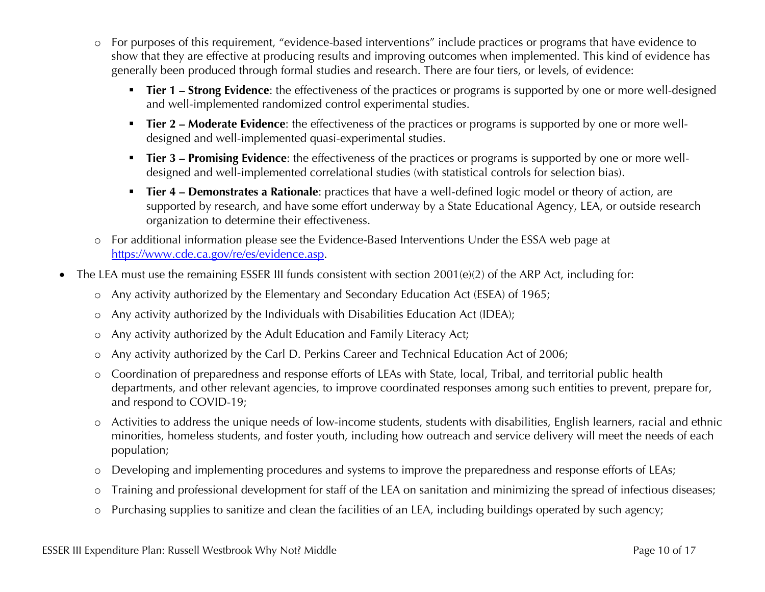- For purposes of this requirement, "evidence-based interventions" include practices or programs that have evidence to show that they are effective at producing results and improving outcomes when implemented. This kind of evidence has generally been produced through formal studies and research. There are four tiers, or levels, of evidence:
    - **Tier 1 – Strong Evidence**: the effectiveness of the practices or programs is supported by one or more well-designed and well-implemented randomized control experimental studies.
    - **Tier 2 – Moderate Evidence**: the effectiveness of the practices or programs is supported by one or more well-designed and well-implemented quasi-experimental studies.
    - **Tier 3 – Promising Evidence**: the effectiveness of the practices or programs is supported by one or more well-designed and well-implemented correlational studies (with statistical controls for selection bias).
    - **Tier 4 – Demonstrates a Rationale**: practices that have a well-defined logic model or theory of action, are supported by research, and have some effort underway by a State Educational Agency, LEA, or outside research organization to determine their effectiveness.
  - For additional information please see the Evidence-Based Interventions Under the ESSA web page at [https://www.cde.ca.gov/re/es/evidence.asp](https://www.cde.ca.gov/re/es/evidence.asp).
- The LEA must use the remaining ESSER III funds consistent with section 2001(e)(2) of the ARP Act, including for:
  - Any activity authorized by the Elementary and Secondary Education Act (ESEA) of 1965;
  - Any activity authorized by the Individuals with Disabilities Education Act (IDEA);
  - Any activity authorized by the Adult Education and Family Literacy Act;
  - Any activity authorized by the Carl D. Perkins Career and Technical Education Act of 2006;
  - Coordination of preparedness and response efforts of LEAs with State, local, Tribal, and territorial public health departments, and other relevant agencies, to improve coordinated responses among such entities to prevent, prepare for, and respond to COVID-19;
  - Activities to address the unique needs of low-income students, students with disabilities, English learners, racial and ethnic minorities, homeless students, and foster youth, including how outreach and service delivery will meet the needs of each population;
  - Developing and implementing procedures and systems to improve the preparedness and response efforts of LEAs;
  - Training and professional development for staff of the LEA on sanitation and minimizing the spread of infectious diseases;
  - Purchasing supplies to sanitize and clean the facilities of an LEA, including buildings operated by such agency;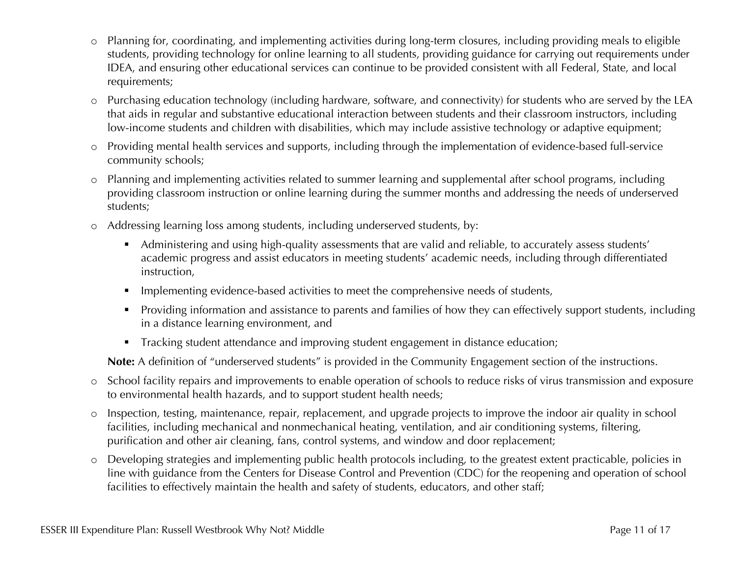- Planning for, coordinating, and implementing activities during long-term closures, including providing meals to eligible students, providing technology for online learning to all students, providing guidance for carrying out requirements under IDEA, and ensuring other educational services can continue to be provided consistent with all Federal, State, and local requirements;
- Purchasing education technology (including hardware, software, and connectivity) for students who are served by the LEA that aids in regular and substantive educational interaction between students and their classroom instructors, including low-income students and children with disabilities, which may include assistive technology or adaptive equipment;
- Providing mental health services and supports, including through the implementation of evidence-based full-service community schools;
- Planning and implementing activities related to summer learning and supplemental after school programs, including providing classroom instruction or online learning during the summer months and addressing the needs of underserved students;
- Addressing learning loss among students, including underserved students, by:
  - Administering and using high-quality assessments that are valid and reliable, to accurately assess students' academic progress and assist educators in meeting students' academic needs, including through differentiated instruction,
  - Implementing evidence-based activities to meet the comprehensive needs of students,
  - Providing information and assistance to parents and families of how they can effectively support students, including in a distance learning environment, and
  - Tracking student attendance and improving student engagement in distance education;

  **Note:** A definition of "underserved students" is provided in the Community Engagement section of the instructions.
- School facility repairs and improvements to enable operation of schools to reduce risks of virus transmission and exposure to environmental health hazards, and to support student health needs;
- Inspection, testing, maintenance, repair, replacement, and upgrade projects to improve the indoor air quality in school facilities, including mechanical and nonmechanical heating, ventilation, and air conditioning systems, filtering, purification and other air cleaning, fans, control systems, and window and door replacement;
- Developing strategies and implementing public health protocols including, to the greatest extent practicable, policies in line with guidance from the Centers for Disease Control and Prevention (CDC) for the reopening and operation of school facilities to effectively maintain the health and safety of students, educators, and other staff;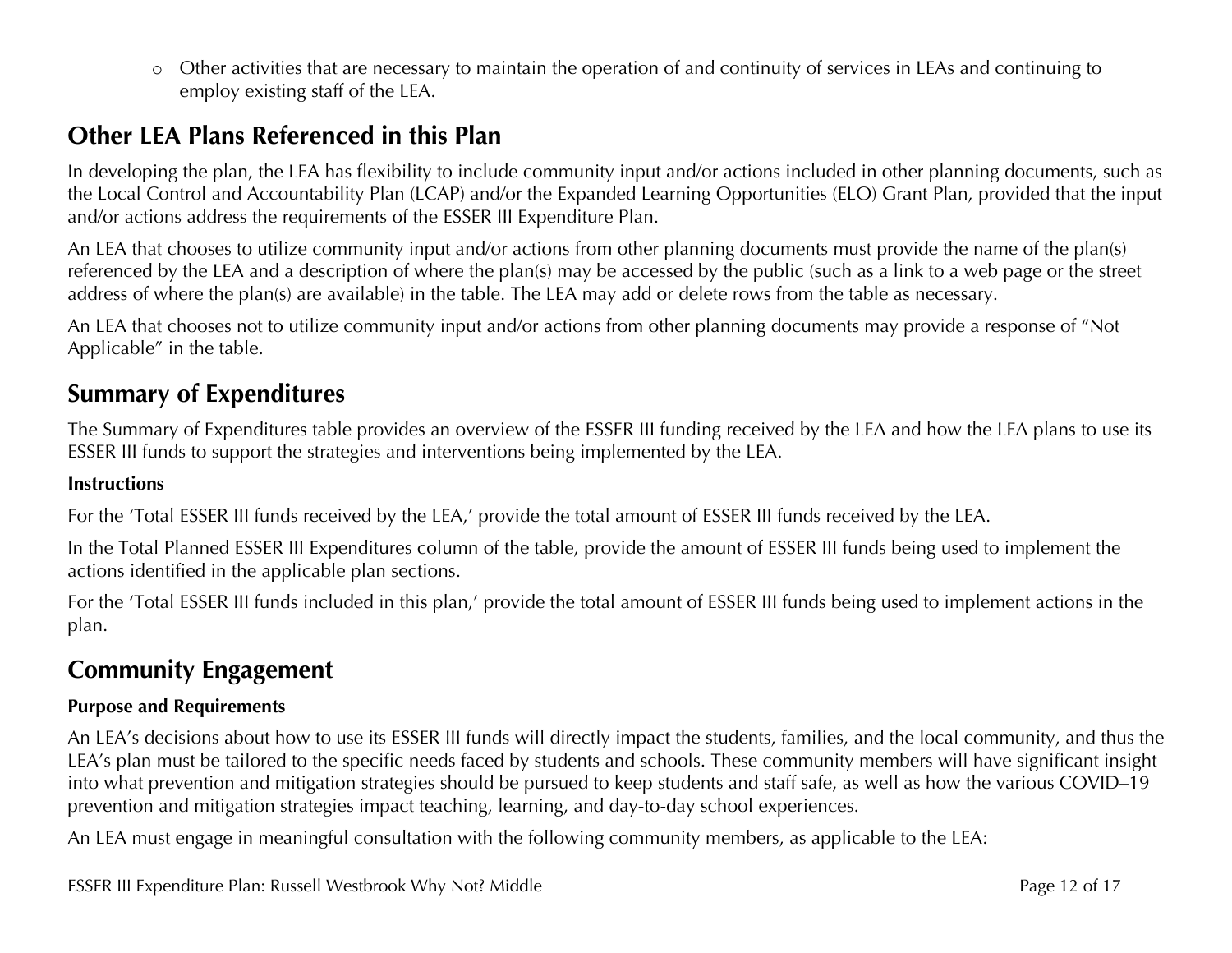- Other activities that are necessary to maintain the operation of and continuity of services in LEAs and continuing to employ existing staff of the LEA.

## Other LEA Plans Referenced in this Plan

In developing the plan, the LEA has flexibility to include community input and/or actions included in other planning documents, such as the Local Control and Accountability Plan (LCAP) and/or the Expanded Learning Opportunities (ELO) Grant Plan, provided that the input and/or actions address the requirements of the ESSER III Expenditure Plan.

An LEA that chooses to utilize community input and/or actions from other planning documents must provide the name of the plan(s) referenced by the LEA and a description of where the plan(s) may be accessed by the public (such as a link to a web page or the street address of where the plan(s) are available) in the table. The LEA may add or delete rows from the table as necessary.

An LEA that chooses not to utilize community input and/or actions from other planning documents may provide a response of "Not Applicable" in the table.

## Summary of Expenditures

The Summary of Expenditures table provides an overview of the ESSER III funding received by the LEA and how the LEA plans to use its ESSER III funds to support the strategies and interventions being implemented by the LEA.

#### Instructions

For the 'Total ESSER III funds received by the LEA,' provide the total amount of ESSER III funds received by the LEA.

In the Total Planned ESSER III Expenditures column of the table, provide the amount of ESSER III funds being used to implement the actions identified in the applicable plan sections.

For the 'Total ESSER III funds included in this plan,' provide the total amount of ESSER III funds being used to implement actions in the plan.

## Community Engagement

#### Purpose and Requirements

An LEA's decisions about how to use its ESSER III funds will directly impact the students, families, and the local community, and thus the LEA's plan must be tailored to the specific needs faced by students and schools. These community members will have significant insight into what prevention and mitigation strategies should be pursued to keep students and staff safe, as well as how the various COVID–19 prevention and mitigation strategies impact teaching, learning, and day-to-day school experiences.

An LEA must engage in meaningful consultation with the following community members, as applicable to the LEA: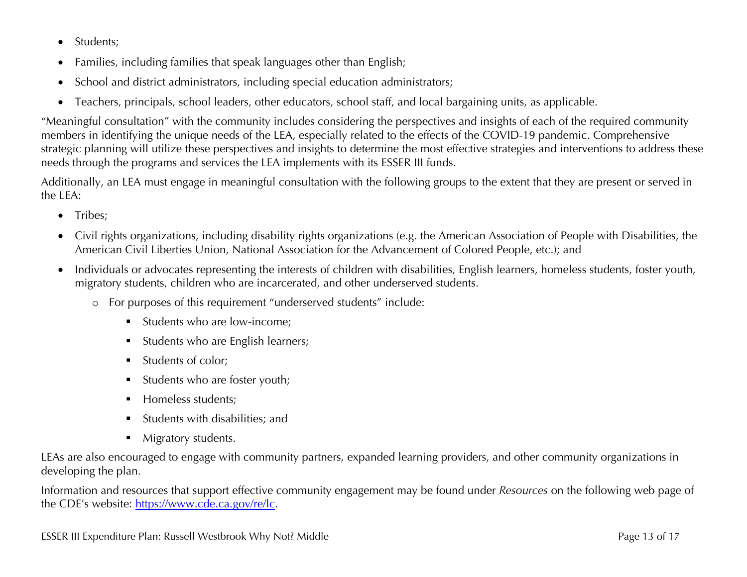- Students;
- Families, including families that speak languages other than English;
- School and district administrators, including special education administrators;
- Teachers, principals, school leaders, other educators, school staff, and local bargaining units, as applicable.

"Meaningful consultation" with the community includes considering the perspectives and insights of each of the required community members in identifying the unique needs of the LEA, especially related to the effects of the COVID-19 pandemic. Comprehensive strategic planning will utilize these perspectives and insights to determine the most effective strategies and interventions to address these needs through the programs and services the LEA implements with its ESSER III funds.

Additionally, an LEA must engage in meaningful consultation with the following groups to the extent that they are present or served in the LEA:

- Tribes;
- Civil rights organizations, including disability rights organizations (e.g. the American Association of People with Disabilities, the American Civil Liberties Union, National Association for the Advancement of Colored People, etc.); and
- Individuals or advocates representing the interests of children with disabilities, English learners, homeless students, foster youth, migratory students, children who are incarcerated, and other underserved students.
  - For purposes of this requirement "underserved students" include:
    - Students who are low-income;
    - Students who are English learners;
    - Students of color;
    - Students who are foster youth;
    - Homeless students;
    - Students with disabilities; and
    - Migratory students.

LEAs are also encouraged to engage with community partners, expanded learning providers, and other community organizations in developing the plan.

Information and resources that support effective community engagement may be found under *Resources* on the following web page of the CDE's website: [https://www.cde.ca.gov/re/lc](https://www.cde.ca.gov/re/lc).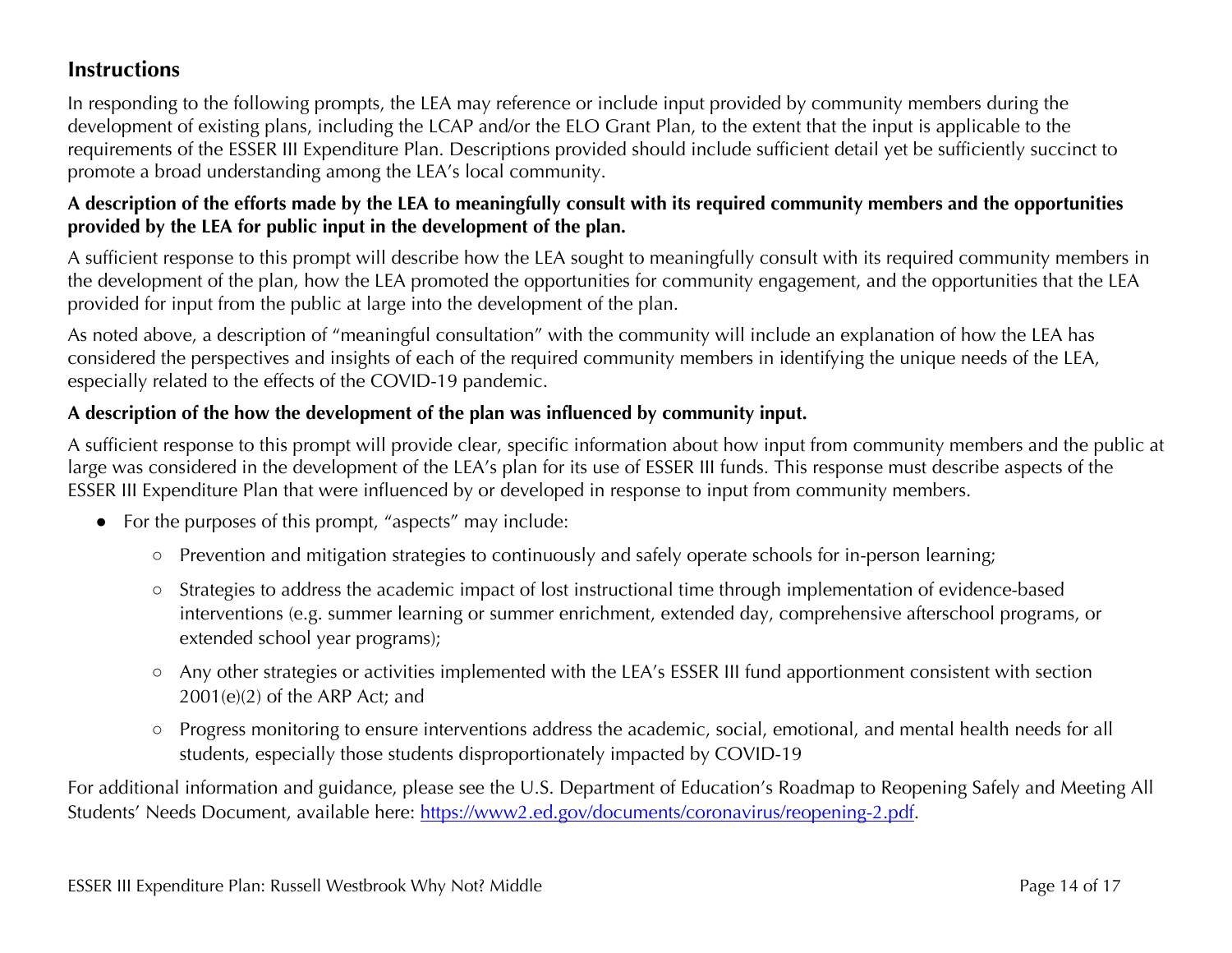## Instructions

In responding to the following prompts, the LEA may reference or include input provided by community members during the development of existing plans, including the LCAP and/or the ELO Grant Plan, to the extent that the input is applicable to the requirements of the ESSER III Expenditure Plan. Descriptions provided should include sufficient detail yet be sufficiently succinct to promote a broad understanding among the LEA's local community.

**A description of the efforts made by the LEA to meaningfully consult with its required community members and the opportunities provided by the LEA for public input in the development of the plan.**

A sufficient response to this prompt will describe how the LEA sought to meaningfully consult with its required community members in the development of the plan, how the LEA promoted the opportunities for community engagement, and the opportunities that the LEA provided for input from the public at large into the development of the plan.

As noted above, a description of "meaningful consultation" with the community will include an explanation of how the LEA has considered the perspectives and insights of each of the required community members in identifying the unique needs of the LEA, especially related to the effects of the COVID-19 pandemic.

**A description of the how the development of the plan was influenced by community input.**

A sufficient response to this prompt will provide clear, specific information about how input from community members and the public at large was considered in the development of the LEA's plan for its use of ESSER III funds. This response must describe aspects of the ESSER III Expenditure Plan that were influenced by or developed in response to input from community members.

- For the purposes of this prompt, "aspects" may include:
  - Prevention and mitigation strategies to continuously and safely operate schools for in-person learning;
  - Strategies to address the academic impact of lost instructional time through implementation of evidence-based interventions (e.g. summer learning or summer enrichment, extended day, comprehensive afterschool programs, or extended school year programs);
  - Any other strategies or activities implemented with the LEA's ESSER III fund apportionment consistent with section 2001(e)(2) of the ARP Act; and
  - Progress monitoring to ensure interventions address the academic, social, emotional, and mental health needs for all students, especially those students disproportionately impacted by COVID-19

For additional information and guidance, please see the U.S. Department of Education's Roadmap to Reopening Safely and Meeting All Students' Needs Document, available here: [https://www2.ed.gov/documents/coronavirus/reopening-2.pdf](https://www2.ed.gov/documents/coronavirus/reopening-2.pdf).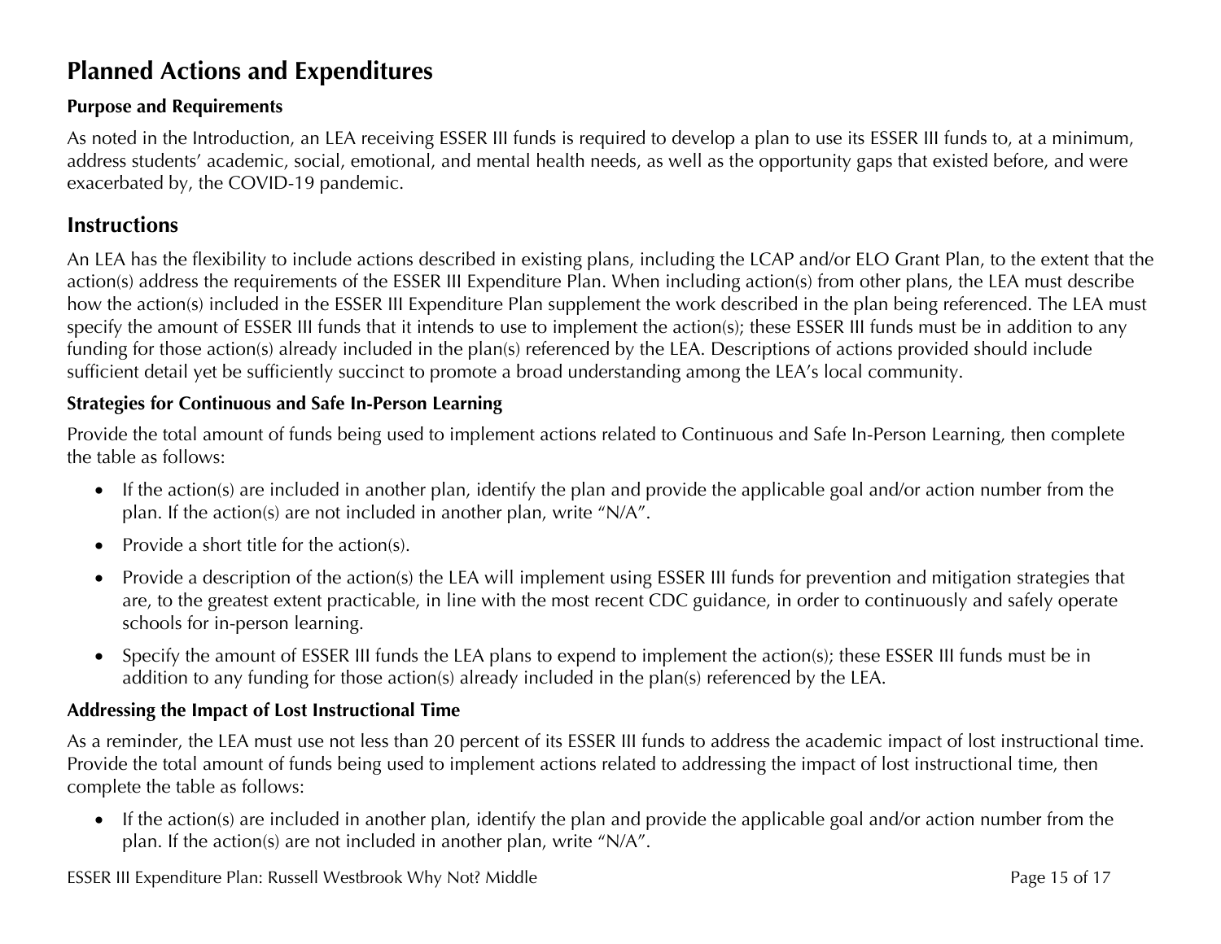# Planned Actions and Expenditures

**Purpose and Requirements**

As noted in the Introduction, an LEA receiving ESSER III funds is required to develop a plan to use its ESSER III funds to, at a minimum, address students' academic, social, emotional, and mental health needs, as well as the opportunity gaps that existed before, and were exacerbated by, the COVID-19 pandemic.

## Instructions

An LEA has the flexibility to include actions described in existing plans, including the LCAP and/or ELO Grant Plan, to the extent that the action(s) address the requirements of the ESSER III Expenditure Plan. When including action(s) from other plans, the LEA must describe how the action(s) included in the ESSER III Expenditure Plan supplement the work described in the plan being referenced. The LEA must specify the amount of ESSER III funds that it intends to use to implement the action(s); these ESSER III funds must be in addition to any funding for those action(s) already included in the plan(s) referenced by the LEA. Descriptions of actions provided should include sufficient detail yet be sufficiently succinct to promote a broad understanding among the LEA's local community.

**Strategies for Continuous and Safe In-Person Learning**

Provide the total amount of funds being used to implement actions related to Continuous and Safe In-Person Learning, then complete the table as follows:

- If the action(s) are included in another plan, identify the plan and provide the applicable goal and/or action number from the plan. If the action(s) are not included in another plan, write "N/A".
- Provide a short title for the action(s).
- Provide a description of the action(s) the LEA will implement using ESSER III funds for prevention and mitigation strategies that are, to the greatest extent practicable, in line with the most recent CDC guidance, in order to continuously and safely operate schools for in-person learning.
- Specify the amount of ESSER III funds the LEA plans to expend to implement the action(s); these ESSER III funds must be in addition to any funding for those action(s) already included in the plan(s) referenced by the LEA.

**Addressing the Impact of Lost Instructional Time**

As a reminder, the LEA must use not less than 20 percent of its ESSER III funds to address the academic impact of lost instructional time. Provide the total amount of funds being used to implement actions related to addressing the impact of lost instructional time, then complete the table as follows:

- If the action(s) are included in another plan, identify the plan and provide the applicable goal and/or action number from the plan. If the action(s) are not included in another plan, write "N/A".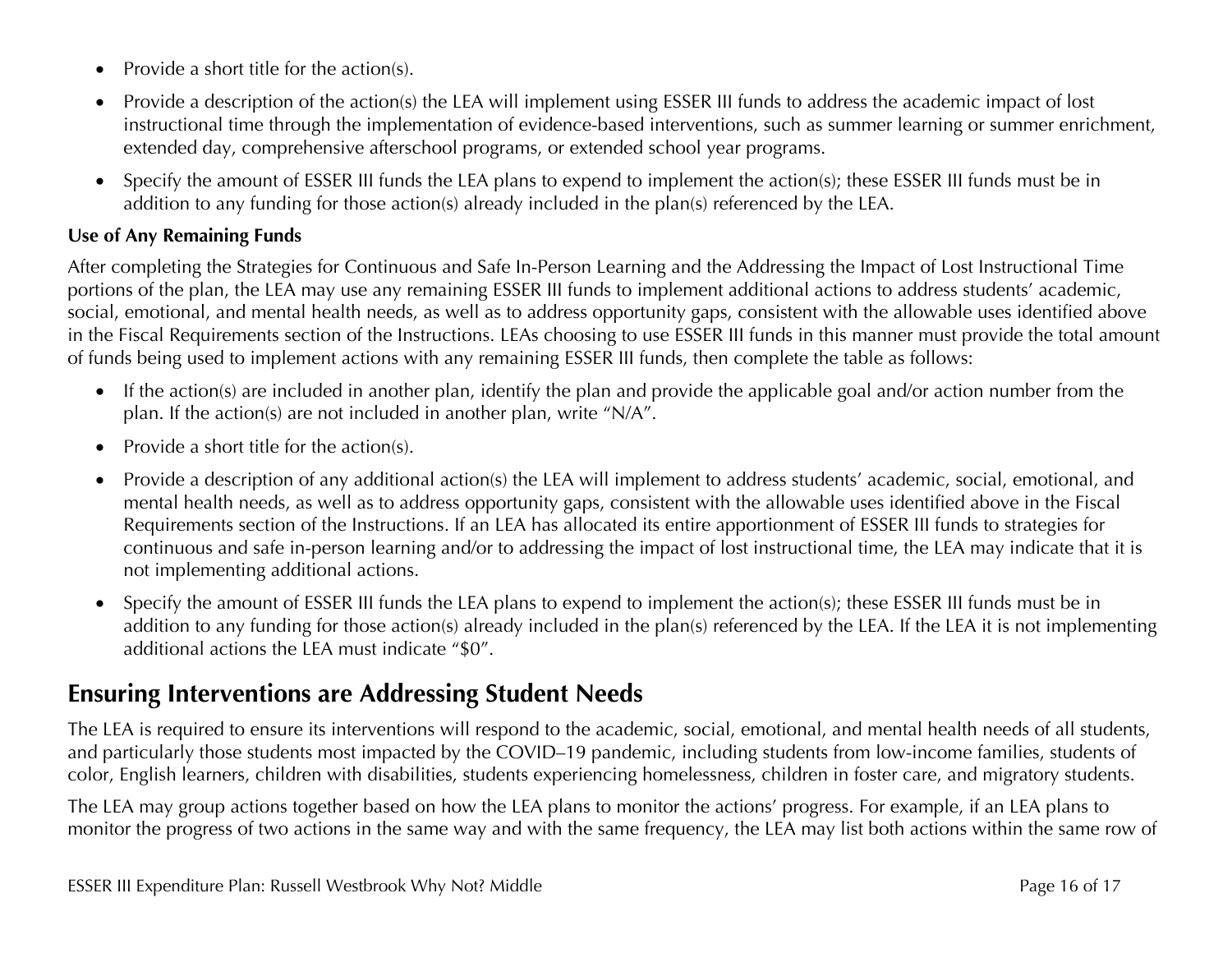- Provide a short title for the action(s).
- Provide a description of the action(s) the LEA will implement using ESSER III funds to address the academic impact of lost instructional time through the implementation of evidence-based interventions, such as summer learning or summer enrichment, extended day, comprehensive afterschool programs, or extended school year programs.
- Specify the amount of ESSER III funds the LEA plans to expend to implement the action(s); these ESSER III funds must be in addition to any funding for those action(s) already included in the plan(s) referenced by the LEA.

**Use of Any Remaining Funds**

After completing the Strategies for Continuous and Safe In-Person Learning and the Addressing the Impact of Lost Instructional Time portions of the plan, the LEA may use any remaining ESSER III funds to implement additional actions to address students' academic, social, emotional, and mental health needs, as well as to address opportunity gaps, consistent with the allowable uses identified above in the Fiscal Requirements section of the Instructions. LEAs choosing to use ESSER III funds in this manner must provide the total amount of funds being used to implement actions with any remaining ESSER III funds, then complete the table as follows:

- If the action(s) are included in another plan, identify the plan and provide the applicable goal and/or action number from the plan. If the action(s) are not included in another plan, write "N/A".
- Provide a short title for the action(s).
- Provide a description of any additional action(s) the LEA will implement to address students' academic, social, emotional, and mental health needs, as well as to address opportunity gaps, consistent with the allowable uses identified above in the Fiscal Requirements section of the Instructions. If an LEA has allocated its entire apportionment of ESSER III funds to strategies for continuous and safe in-person learning and/or to addressing the impact of lost instructional time, the LEA may indicate that it is not implementing additional actions.
- Specify the amount of ESSER III funds the LEA plans to expend to implement the action(s); these ESSER III funds must be in addition to any funding for those action(s) already included in the plan(s) referenced by the LEA. If the LEA it is not implementing additional actions the LEA must indicate "$0".

## Ensuring Interventions are Addressing Student Needs

The LEA is required to ensure its interventions will respond to the academic, social, emotional, and mental health needs of all students, and particularly those students most impacted by the COVID–19 pandemic, including students from low-income families, students of color, English learners, children with disabilities, students experiencing homelessness, children in foster care, and migratory students.

The LEA may group actions together based on how the LEA plans to monitor the actions' progress. For example, if an LEA plans to monitor the progress of two actions in the same way and with the same frequency, the LEA may list both actions within the same row of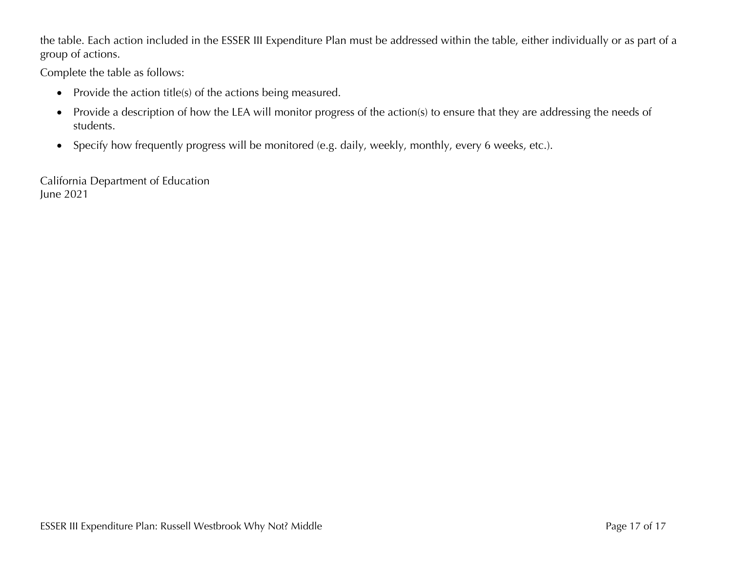the table. Each action included in the ESSER III Expenditure Plan must be addressed within the table, either individually or as part of a group of actions.

Complete the table as follows:

- Provide the action title(s) of the actions being measured.
- Provide a description of how the LEA will monitor progress of the action(s) to ensure that they are addressing the needs of students.
- Specify how frequently progress will be monitored (e.g. daily, weekly, monthly, every 6 weeks, etc.).

California Department of Education
June 2021